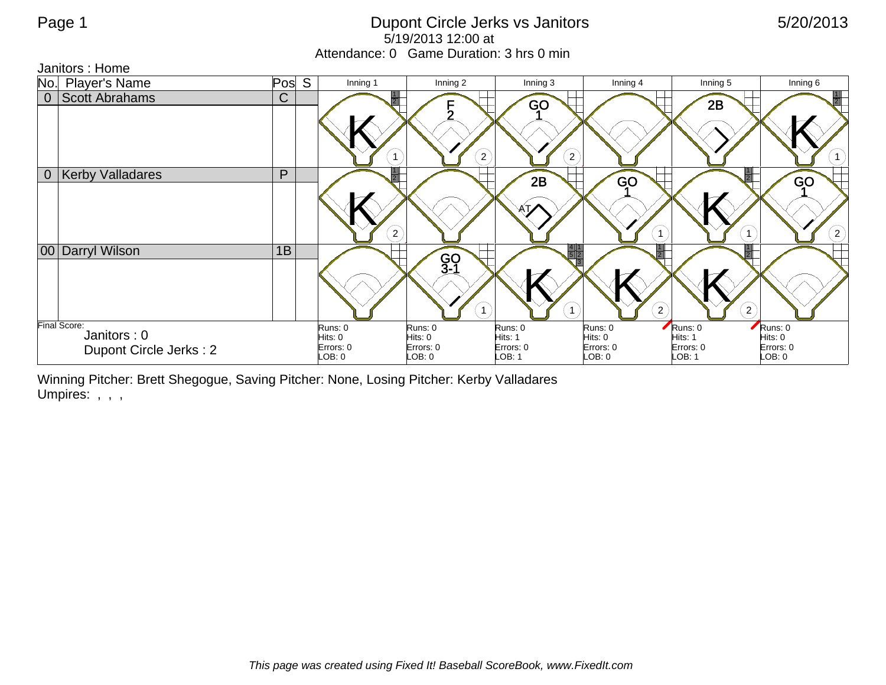# Dupont Circle Jerks vs Janitors

5/19/2013 12:00 at

Attendance: 0 Game Duration: 3 hrs 0 min

Janitors : Home

| No. | Player's Name | Pos | S | Inning 1 | Inning 2 | Inning 3 | Inning 4 | Inning 5 | Inning 6 |
|---|---|---|---|---|---|---|---|---|---|
| 0 | Scott Abrahams | C | | K (1) | F 2 (2) | GO 1 (2) | | 2B | K (1) |
| 0 | Kerby Valladares | P | | K (2) | | 2B AT | GO 1 (1) | K (1) | GO 1 (2) |
| 00 | Darryl Wilson | 1B | | | GO 3-1 (1) | K (1) | K (2) | K (2) | |
| Final Score: Janitors : 0, Dupont Circle Jerks : 2 | | | | Runs: 0<br>Hits: 0<br>Errors: 0<br>LOB: 0 | Runs: 0<br>Hits: 0<br>Errors: 0<br>LOB: 0 | Runs: 0<br>Hits: 1<br>Errors: 0<br>LOB: 1 | Runs: 0<br>Hits: 0<br>Errors: 0<br>LOB: 0 | Runs: 0<br>Hits: 1<br>Errors: 0<br>LOB: 1 | Runs: 0<br>Hits: 0<br>Errors: 0<br>LOB: 0 |

Winning Pitcher: Brett Shegogue, Saving Pitcher: None, Losing Pitcher: Kerby Valladares

Umpires: , , ,

*This page was created using Fixed It! Baseball ScoreBook, www.FixedIt.com*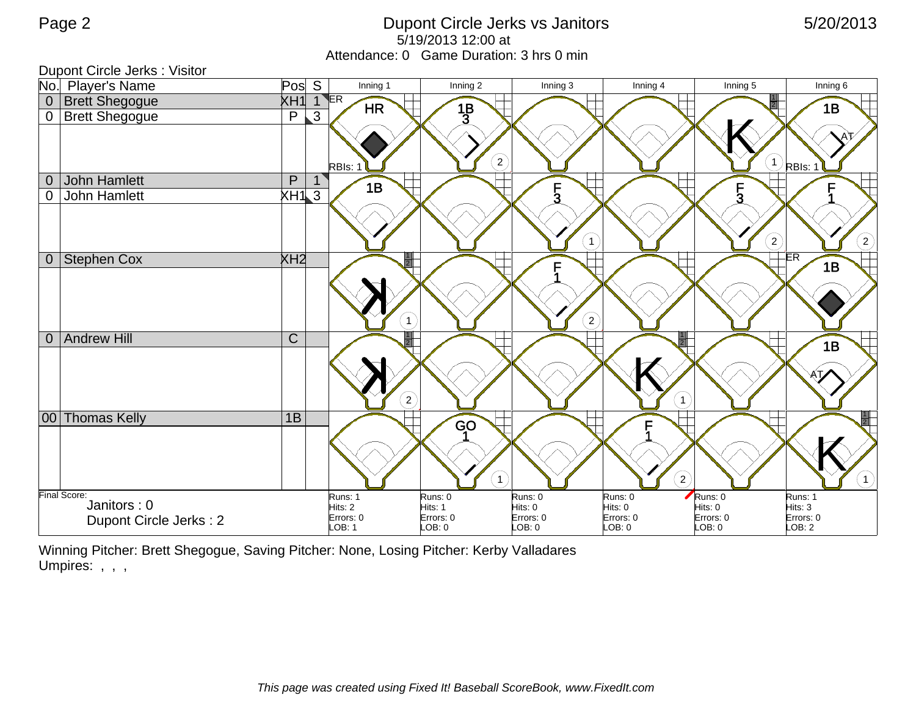# Dupont Circle Jerks vs Janitors

5/19/2013 12:00 at

Attendance: 0   Game Duration: 3 hrs 0 min

5/20/2013

Dupont Circle Jerks : Visitor

| No. | Player's Name | Pos | S | Inning 1 | Inning 2 | Inning 3 | Inning 4 | Inning 5 | Inning 6 |
|---|---|---|---|---|---|---|---|---|---|
| 0 | Brett Shegogue | XH1 | 1 | ER HR RBIs: 1 | 1B 3 (2) | | | K (1) | 1B AT RBIs: 1 |
| 0 | Brett Shegogue | P | 3 | | | | | | |
| 0 | John Hamlett | P | 1 | 1B | | F 3 (1) | | F 3 (2) | F 1 (2) |
| 0 | John Hamlett | XH1 | 3 | | | | | | |
| 0 | Stephen Cox | XH2 | | K (1) | | F 1 (2) | | | ER 1B |
| 0 | Andrew Hill | C | | K (2) | | | K (1) | | 1B AT |
| 00 | Thomas Kelly | 1B | | | GO 1 (1) | | F 1 (2) | | K (1) |
| Final Score: Janitors : 0, Dupont Circle Jerks : 2 | | | | Runs: 1, Hits: 2, Errors: 0, LOB: 1 | Runs: 0, Hits: 1, Errors: 0, LOB: 0 | Runs: 0, Hits: 0, Errors: 0, LOB: 0 | Runs: 0, Hits: 0, Errors: 0, LOB: 0 | Runs: 0, Hits: 0, Errors: 0, LOB: 0 | Runs: 1, Hits: 3, Errors: 0, LOB: 2 |

Winning Pitcher: Brett Shegogue, Saving Pitcher: None, Losing Pitcher: Kerby Valladares

Umpires: , , ,

*This page was created using Fixed It! Baseball ScoreBook, www.FixedIt.com*